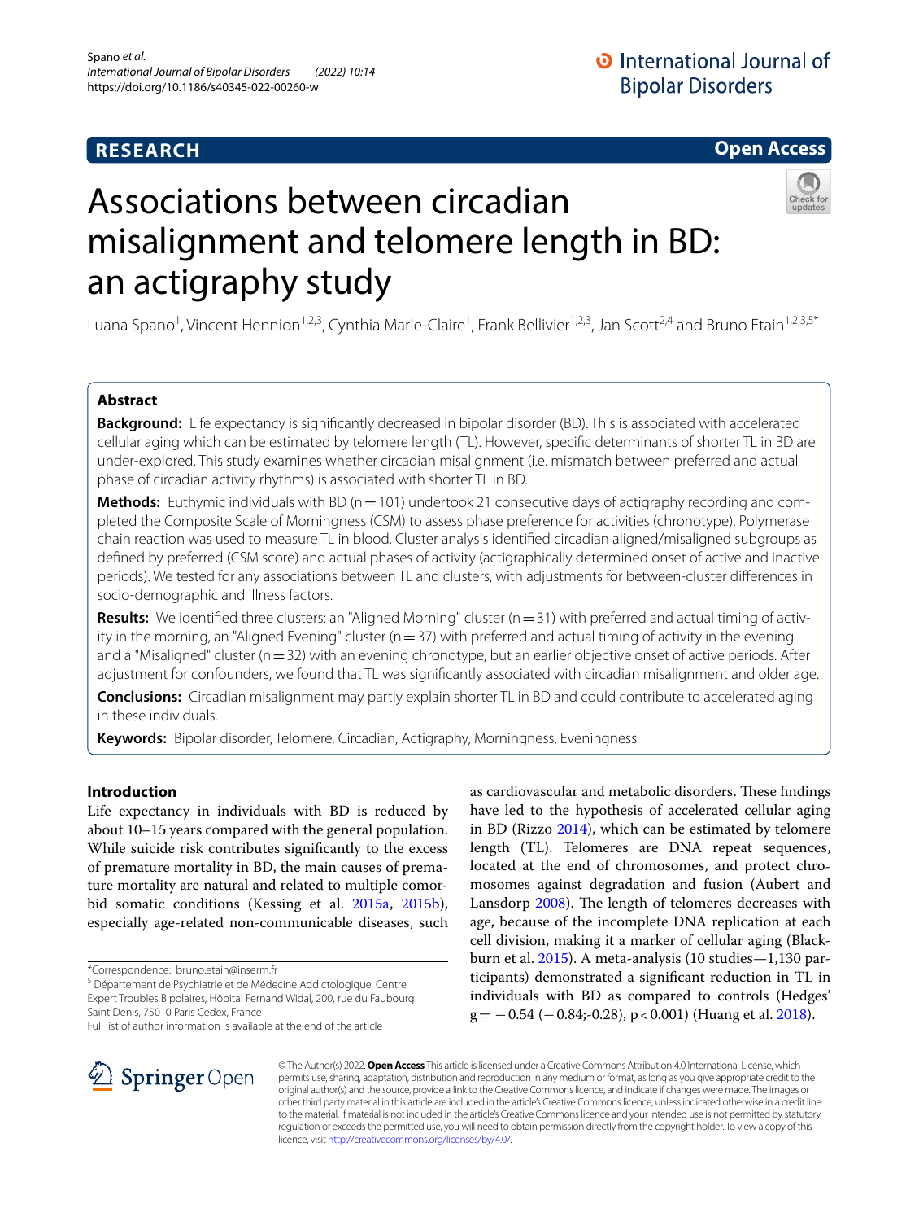RESEARCH

Open Access

# Associations between circadian misalignment and telomere length in BD: an actigraphy study

Luana Spano[1], Vincent Hennion[1,2,3], Cynthia Marie-Claire[1], Frank Bellivier[1,2,3], Jan Scott[2,4] and Bruno Etain[1,2,3,5*]

## Abstract

**Background:** Life expectancy is significantly decreased in bipolar disorder (BD). This is associated with accelerated cellular aging which can be estimated by telomere length (TL). However, specific determinants of shorter TL in BD are under-explored. This study examines whether circadian misalignment (i.e. mismatch between preferred and actual phase of circadian activity rhythms) is associated with shorter TL in BD.

**Methods:** Euthymic individuals with BD (n = 101) undertook 21 consecutive days of actigraphy recording and completed the Composite Scale of Morningness (CSM) to assess phase preference for activities (chronotype). Polymerase chain reaction was used to measure TL in blood. Cluster analysis identified circadian aligned/misaligned subgroups as defined by preferred (CSM score) and actual phases of activity (actigraphically determined onset of active and inactive periods). We tested for any associations between TL and clusters, with adjustments for between-cluster differences in socio-demographic and illness factors.

**Results:** We identified three clusters: an "Aligned Morning" cluster (n = 31) with preferred and actual timing of activity in the morning, an "Aligned Evening" cluster (n = 37) with preferred and actual timing of activity in the evening and a "Misaligned" cluster (n = 32) with an evening chronotype, but an earlier objective onset of active periods. After adjustment for confounders, we found that TL was significantly associated with circadian misalignment and older age.

**Conclusions:** Circadian misalignment may partly explain shorter TL in BD and could contribute to accelerated aging in these individuals.

**Keywords:** Bipolar disorder, Telomere, Circadian, Actigraphy, Morningness, Eveningness

## Introduction

Life expectancy in individuals with BD is reduced by about 10–15 years compared with the general population. While suicide risk contributes significantly to the excess of premature mortality in BD, the main causes of premature mortality are natural and related to multiple comorbid somatic conditions (Kessing et al. 2015a, 2015b), especially age-related non-communicable diseases, such as cardiovascular and metabolic disorders. These findings have led to the hypothesis of accelerated cellular aging in BD (Rizzo 2014), which can be estimated by telomere length (TL). Telomeres are DNA repeat sequences, located at the end of chromosomes, and protect chromosomes against degradation and fusion (Aubert and Lansdorp 2008). The length of telomeres decreases with age, because of the incomplete DNA replication at each cell division, making it a marker of cellular aging (Blackburn et al. 2015). A meta-analysis (10 studies—1,130 participants) demonstrated a significant reduction in TL in individuals with BD as compared to controls (Hedges' $g = -0.54$ ($-0.84$;$-0.28$), $p < 0.001$) (Huang et al. 2018).

*Correspondence: bruno.etain@inserm.fr

[5] Département de Psychiatrie et de Médecine Addictologique, Centre Expert Troubles Bipolaires, Hôpital Fernand Widal, 200, rue du Faubourg Saint Denis, 75010 Paris Cedex, France

Full list of author information is available at the end of the article

© The Author(s) 2022. **Open Access** This article is licensed under a Creative Commons Attribution 4.0 International License, which permits use, sharing, adaptation, distribution and reproduction in any medium or format, as long as you give appropriate credit to the original author(s) and the source, provide a link to the Creative Commons licence, and indicate if changes were made. The images or other third party material in this article are included in the article's Creative Commons licence, unless indicated otherwise in a credit line to the material. If material is not included in the article's Creative Commons licence and your intended use is not permitted by statutory regulation or exceeds the permitted use, you will need to obtain permission directly from the copyright holder. To view a copy of this licence, visit http://creativecommons.org/licenses/by/4.0/.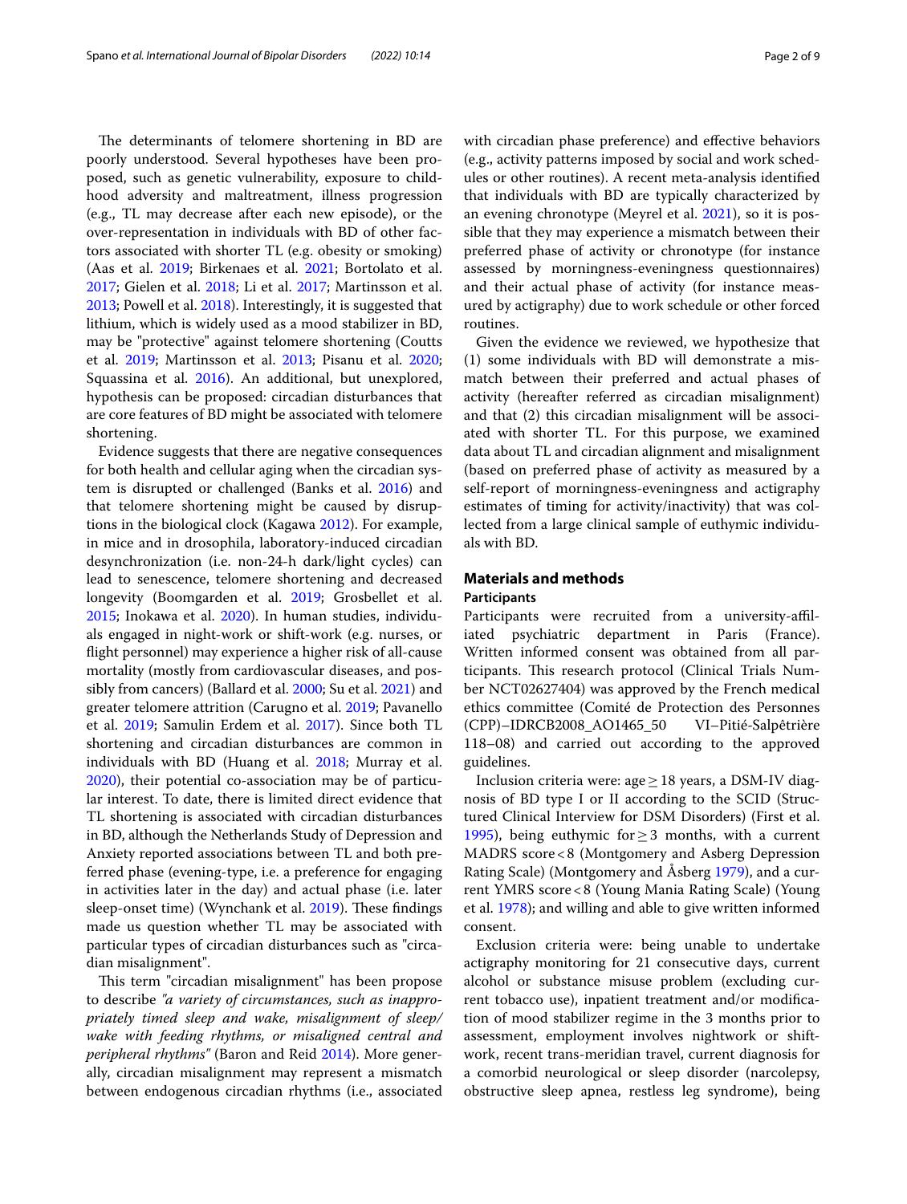The determinants of telomere shortening in BD are poorly understood. Several hypotheses have been proposed, such as genetic vulnerability, exposure to childhood adversity and maltreatment, illness progression (e.g., TL may decrease after each new episode), or the over-representation in individuals with BD of other factors associated with shorter TL (e.g. obesity or smoking) (Aas et al. 2019; Birkenaes et al. 2021; Bortolato et al. 2017; Gielen et al. 2018; Li et al. 2017; Martinsson et al. 2013; Powell et al. 2018). Interestingly, it is suggested that lithium, which is widely used as a mood stabilizer in BD, may be "protective" against telomere shortening (Coutts et al. 2019; Martinsson et al. 2013; Pisanu et al. 2020; Squassina et al. 2016). An additional, but unexplored, hypothesis can be proposed: circadian disturbances that are core features of BD might be associated with telomere shortening.

Evidence suggests that there are negative consequences for both health and cellular aging when the circadian system is disrupted or challenged (Banks et al. 2016) and that telomere shortening might be caused by disruptions in the biological clock (Kagawa 2012). For example, in mice and in drosophila, laboratory-induced circadian desynchronization (i.e. non-24-h dark/light cycles) can lead to senescence, telomere shortening and decreased longevity (Boomgarden et al. 2019; Grosbellet et al. 2015; Inokawa et al. 2020). In human studies, individuals engaged in night-work or shift-work (e.g. nurses, or flight personnel) may experience a higher risk of all-cause mortality (mostly from cardiovascular diseases, and possibly from cancers) (Ballard et al. 2000; Su et al. 2021) and greater telomere attrition (Carugno et al. 2019; Pavanello et al. 2019; Samulin Erdem et al. 2017). Since both TL shortening and circadian disturbances are common in individuals with BD (Huang et al. 2018; Murray et al. 2020), their potential co-association may be of particular interest. To date, there is limited direct evidence that TL shortening is associated with circadian disturbances in BD, although the Netherlands Study of Depression and Anxiety reported associations between TL and both preferred phase (evening-type, i.e. a preference for engaging in activities later in the day) and actual phase (i.e. later sleep-onset time) (Wynchank et al. 2019). These findings made us question whether TL may be associated with particular types of circadian disturbances such as "circadian misalignment".

This term "circadian misalignment" has been propose to describe *"a variety of circumstances, such as inappropriately timed sleep and wake, misalignment of sleep/wake with feeding rhythms, or misaligned central and peripheral rhythms"* (Baron and Reid 2014). More generally, circadian misalignment may represent a mismatch between endogenous circadian rhythms (i.e., associated with circadian phase preference) and effective behaviors (e.g., activity patterns imposed by social and work schedules or other routines). A recent meta-analysis identified that individuals with BD are typically characterized by an evening chronotype (Meyrel et al. 2021), so it is possible that they may experience a mismatch between their preferred phase of activity or chronotype (for instance assessed by morningness-eveningness questionnaires) and their actual phase of activity (for instance measured by actigraphy) due to work schedule or other forced routines.

Given the evidence we reviewed, we hypothesize that (1) some individuals with BD will demonstrate a mismatch between their preferred and actual phases of activity (hereafter referred as circadian misalignment) and that (2) this circadian misalignment will be associated with shorter TL. For this purpose, we examined data about TL and circadian alignment and misalignment (based on preferred phase of activity as measured by a self-report of morningness-eveningness and actigraphy estimates of timing for activity/inactivity) that was collected from a large clinical sample of euthymic individuals with BD.

## Materials and methods

### Participants

Participants were recruited from a university-affiliated psychiatric department in Paris (France). Written informed consent was obtained from all participants. This research protocol (Clinical Trials Number NCT02627404) was approved by the French medical ethics committee (Comité de Protection des Personnes (CPP)–IDRCB2008_AO1465_50 VI–Pitié-Salpêtrière 118–08) and carried out according to the approved guidelines.

Inclusion criteria were: age ≥ 18 years, a DSM-IV diagnosis of BD type I or II according to the SCID (Structured Clinical Interview for DSM Disorders) (First et al. 1995), being euthymic for ≥ 3 months, with a current MADRS score < 8 (Montgomery and Asberg Depression Rating Scale) (Montgomery and Åsberg 1979), and a current YMRS score < 8 (Young Mania Rating Scale) (Young et al. 1978); and willing and able to give written informed consent.

Exclusion criteria were: being unable to undertake actigraphy monitoring for 21 consecutive days, current alcohol or substance misuse problem (excluding current tobacco use), inpatient treatment and/or modification of mood stabilizer regime in the 3 months prior to assessment, employment involves nightwork or shift-work, recent trans-meridian travel, current diagnosis for a comorbid neurological or sleep disorder (narcolepsy, obstructive sleep apnea, restless leg syndrome), being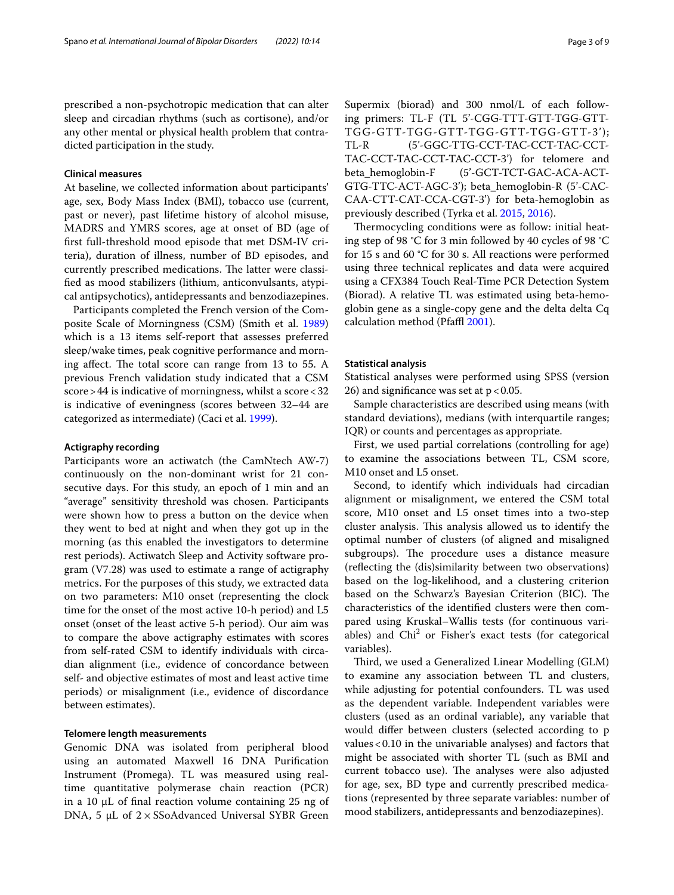prescribed a non-psychotropic medication that can alter sleep and circadian rhythms (such as cortisone), and/or any other mental or physical health problem that contradicted participation in the study.

### Clinical measures

At baseline, we collected information about participants' age, sex, Body Mass Index (BMI), tobacco use (current, past or never), past lifetime history of alcohol misuse, MADRS and YMRS scores, age at onset of BD (age of first full-threshold mood episode that met DSM-IV criteria), duration of illness, number of BD episodes, and currently prescribed medications. The latter were classified as mood stabilizers (lithium, anticonvulsants, atypical antipsychotics), antidepressants and benzodiazepines.

Participants completed the French version of the Composite Scale of Morningness (CSM) (Smith et al. 1989) which is a 13 items self-report that assesses preferred sleep/wake times, peak cognitive performance and morning affect. The total score can range from 13 to 55. A previous French validation study indicated that a CSM score > 44 is indicative of morningness, whilst a score < 32 is indicative of eveningness (scores between 32–44 are categorized as intermediate) (Caci et al. 1999).

### Actigraphy recording

Participants wore an actiwatch (the CamNtech AW-7) continuously on the non-dominant wrist for 21 consecutive days. For this study, an epoch of 1 min and an "average" sensitivity threshold was chosen. Participants were shown how to press a button on the device when they went to bed at night and when they got up in the morning (as this enabled the investigators to determine rest periods). Actiwatch Sleep and Activity software program (V7.28) was used to estimate a range of actigraphy metrics. For the purposes of this study, we extracted data on two parameters: M10 onset (representing the clock time for the onset of the most active 10-h period) and L5 onset (onset of the least active 5-h period). Our aim was to compare the above actigraphy estimates with scores from self-rated CSM to identify individuals with circadian alignment (i.e., evidence of concordance between self- and objective estimates of most and least active time periods) or misalignment (i.e., evidence of discordance between estimates).

### Telomere length measurements

Genomic DNA was isolated from peripheral blood using an automated Maxwell 16 DNA Purification Instrument (Promega). TL was measured using real-time quantitative polymerase chain reaction (PCR) in a 10 µL of final reaction volume containing 25 ng of DNA, 5 µL of 2 × SSoAdvanced Universal SYBR Green Supermix (biorad) and 300 nmol/L of each following primers: TL-F (TL 5'-CGG-TTT-GTT-TGG-GTT-TGG-GTT-TGG-GTT-TGG-GTT-TGG-GTT-3'); TL-R (5'-GGC-TTG-CCT-TAC-CCT-TAC-CCT-TAC-CCT-TAC-CCT-TAC-CCT-3') for telomere and beta_hemoglobin-F (5'-GCT-TCT-GAC-ACA-ACT-GTG-TTC-ACT-AGC-3'); beta_hemoglobin-R (5'-CAC-CAA-CTT-CAT-CCA-CGT-3') for beta-hemoglobin as previously described (Tyrka et al. 2015, 2016).

Thermocycling conditions were as follow: initial heating step of 98 °C for 3 min followed by 40 cycles of 98 °C for 15 s and 60 °C for 30 s. All reactions were performed using three technical replicates and data were acquired using a CFX384 Touch Real-Time PCR Detection System (Biorad). A relative TL was estimated using beta-hemoglobin gene as a single-copy gene and the delta delta Cq calculation method (Pfaffl 2001).

### Statistical analysis

Statistical analyses were performed using SPSS (version 26) and significance was set at $p < 0.05$.

Sample characteristics are described using means (with standard deviations), medians (with interquartile ranges; IQR) or counts and percentages as appropriate.

First, we used partial correlations (controlling for age) to examine the associations between TL, CSM score, M10 onset and L5 onset.

Second, to identify which individuals had circadian alignment or misalignment, we entered the CSM total score, M10 onset and L5 onset times into a two-step cluster analysis. This analysis allowed us to identify the optimal number of clusters (of aligned and misaligned subgroups). The procedure uses a distance measure (reflecting the (dis)similarity between two observations) based on the log-likelihood, and a clustering criterion based on the Schwarz's Bayesian Criterion (BIC). The characteristics of the identified clusters were then compared using Kruskal–Wallis tests (for continuous variables) and $Chi^2$ or Fisher's exact tests (for categorical variables).

Third, we used a Generalized Linear Modelling (GLM) to examine any association between TL and clusters, while adjusting for potential confounders. TL was used as the dependent variable. Independent variables were clusters (used as an ordinal variable), any variable that would differ between clusters (selected according to p values < 0.10 in the univariable analyses) and factors that might be associated with shorter TL (such as BMI and current tobacco use). The analyses were also adjusted for age, sex, BD type and currently prescribed medications (represented by three separate variables: number of mood stabilizers, antidepressants and benzodiazepines).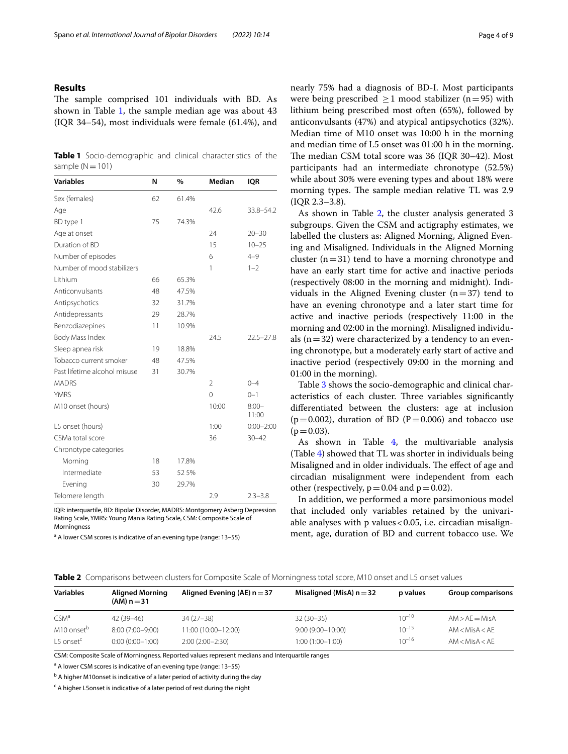## Results

The sample comprised 101 individuals with BD. As shown in Table 1, the sample median age was about 43 (IQR 34–54), most individuals were female (61.4%), and nearly 75% had a diagnosis of BD-I. Most participants were being prescribed ≥1 mood stabilizer (n = 95) with lithium being prescribed most often (65%), followed by anticonvulsants (47%) and atypical antipsychotics (32%). Median time of M10 onset was 10:00 h in the morning and median time of L5 onset was 01:00 h in the morning. The median CSM total score was 36 (IQR 30–42). Most participants had an intermediate chronotype (52.5%) while about 30% were evening types and about 18% were morning types. The sample median relative TL was 2.9 (IQR 2.3–3.8).

**Table 1** Socio-demographic and clinical characteristics of the sample (N = 101)

| Variables | N | % | Median | IQR |
|---|---|---|---|---|
| Sex (females) | 62 | 61.4% | | |
| Age | | | 42.6 | 33.8–54.2 |
| BD type 1 | 75 | 74.3% | | |
| Age at onset | | | 24 | 20–30 |
| Duration of BD | | | 15 | 10–25 |
| Number of episodes | | | 6 | 4–9 |
| Number of mood stabilizers | | | 1 | 1–2 |
| Lithium | 66 | 65.3% | | |
| Anticonvulsants | 48 | 47.5% | | |
| Antipsychotics | 32 | 31.7% | | |
| Antidepressants | 29 | 28.7% | | |
| Benzodiazepines | 11 | 10.9% | | |
| Body Mass Index | | | 24.5 | 22.5–27.8 |
| Sleep apnea risk | 19 | 18.8% | | |
| Tobacco current smoker | 48 | 47.5% | | |
| Past lifetime alcohol misuse | 31 | 30.7% | | |
| MADRS | | | 2 | 0–4 |
| YMRS | | | 0 | 0–1 |
| M10 onset (hours) | | | 10:00 | 8:00–11:00 |
| L5 onset (hours) | | | 1:00 | 0:00–2:00 |
| CSMa total score | | | 36 | 30–42 |
| Chronotype categories | | | | |
| Morning | 18 | 17.8% | | |
| Intermediate | 53 | 52.5% | | |
| Evening | 30 | 29.7% | | |
| Telomere length | | | 2.9 | 2.3–3.8 |

IQR: interquartile, BD: Bipolar Disorder, MADRS: Montgomery Asberg Depression Rating Scale, YMRS: Young Mania Rating Scale, CSM: Composite Scale of Morningness

[a] A lower CSM scores is indicative of an evening type (range: 13–55)

As shown in Table 2, the cluster analysis generated 3 subgroups. Given the CSM and actigraphy estimates, we labelled the clusters as: Aligned Morning, Aligned Evening and Misaligned. Individuals in the Aligned Morning cluster (n = 31) tend to have a morning chronotype and have an early start time for active and inactive periods (respectively 08:00 in the morning and midnight). Individuals in the Aligned Evening cluster (n = 37) tend to have an evening chronotype and a later start time for active and inactive periods (respectively 11:00 in the morning and 02:00 in the morning). Misaligned individuals (n = 32) were characterized by a tendency to an evening chronotype, but a moderately early start of active and inactive period (respectively 09:00 in the morning and 01:00 in the morning).

Table 3 shows the socio-demographic and clinical characteristics of each cluster. Three variables significantly differentiated between the clusters: age at inclusion ($p = 0.002$), duration of BD ($P = 0.006$) and tobacco use ($p = 0.03$).

As shown in Table 4, the multivariable analysis (Table 4) showed that TL was shorter in individuals being Misaligned and in older individuals. The effect of age and circadian misalignment were independent from each other (respectively, $p = 0.04$ and $p = 0.02$).

In addition, we performed a more parsimonious model that included only variables retained by the univariable analyses with p values < 0.05, i.e. circadian misalignment, age, duration of BD and current tobacco use. We

**Table 2** Comparisons between clusters for Composite Scale of Morningness total score, M10 onset and L5 onset values

| Variables | Aligned Morning (AM) n = 31 | Aligned Evening (AE) n = 37 | Misaligned (MisA) n = 32 | p values | Group comparisons |
|---|---|---|---|---|---|
| CSM[a] | 42 (39–46) | 34 (27–38) | 32 (30–35) | $10^{-10}$ | AM > AE = MisA |
| M10 onset[b] | 8:00 (7:00–9:00) | 11:00 (10:00–12:00) | 9:00 (9:00–10:00) | $10^{-15}$ | AM < MisA < AE |
| L5 onset[c] | 0:00 (0:00–1:00) | 2:00 (2:00–2:30) | 1:00 (1:00–1:00) | $10^{-16}$ | AM < MisA < AE |

CSM: Composite Scale of Morningness. Reported values represent medians and Interquartile ranges

[a] A lower CSM scores is indicative of an evening type (range: 13–55)

[b] A higher M10onset is indicative of a later period of activity during the day

[c] A higher L5onset is indicative of a later period of rest during the night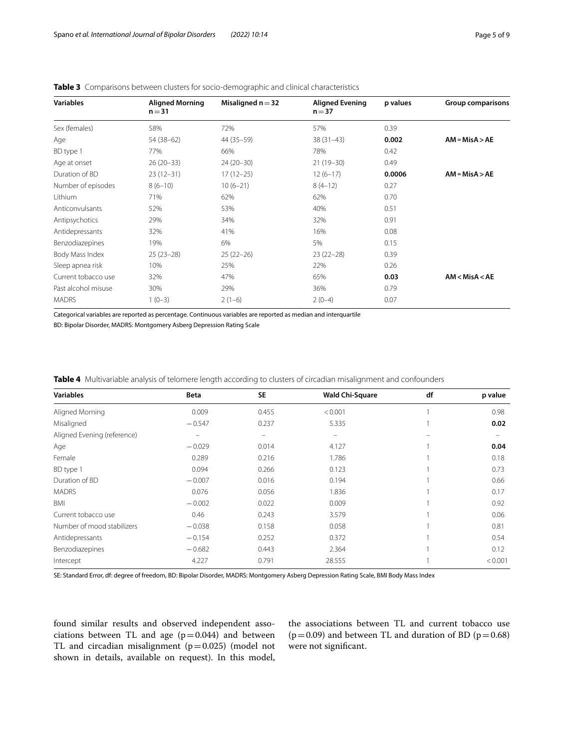**Table 3** Comparisons between clusters for socio-demographic and clinical characteristics

| Variables | Aligned Morning n = 31 | Misaligned n = 32 | Aligned Evening n = 37 | p values | Group comparisons |
|---|---|---|---|---|---|
| Sex (females) | 58% | 72% | 57% | 0.39 | |
| Age | 54 (38–62) | 44 (35–59) | 38 (31–43) | **0.002** | **AM = MisA > AE** |
| BD type 1 | 77% | 66% | 78% | 0.42 | |
| Age at onset | 26 (20–33) | 24 (20–30) | 21 (19–30) | 0.49 | |
| Duration of BD | 23 (12–31) | 17 (12–25) | 12 (6–17) | **0.0006** | **AM = MisA > AE** |
| Number of episodes | 8 (6–10) | 10 (6–21) | 8 (4–12) | 0.27 | |
| Lithium | 71% | 62% | 62% | 0.70 | |
| Anticonvulsants | 52% | 53% | 40% | 0.51 | |
| Antipsychotics | 29% | 34% | 32% | 0.91 | |
| Antidepressants | 32% | 41% | 16% | 0.08 | |
| Benzodiazepines | 19% | 6% | 5% | 0.15 | |
| Body Mass Index | 25 (23–28) | 25 (22–26) | 23 (22–28) | 0.39 | |
| Sleep apnea risk | 10% | 25% | 22% | 0.26 | |
| Current tobacco use | 32% | 47% | 65% | **0.03** | **AM < MisA < AE** |
| Past alcohol misuse | 30% | 29% | 36% | 0.79 | |
| MADRS | 1 (0–3) | 2 (1–6) | 2 (0–4) | 0.07 | |

Categorical variables are reported as percentage. Continuous variables are reported as median and interquartile

BD: Bipolar Disorder, MADRS: Montgomery Asberg Depression Rating Scale

**Table 4** Multivariable analysis of telomere length according to clusters of circadian misalignment and confounders

| Variables | Beta | SE | Wald Chi-Square | df | p value |
|---|---|---|---|---|---|
| Aligned Morning | 0.009 | 0.455 | < 0.001 | 1 | 0.98 |
| Misaligned | −0.547 | 0.237 | 5.335 | 1 | **0.02** |
| Aligned Evening (reference) | – | – | – | – | – |
| Age | −0.029 | 0.014 | 4.127 | 1 | **0.04** |
| Female | 0.289 | 0.216 | 1.786 | 1 | 0.18 |
| BD type 1 | 0.094 | 0.266 | 0.123 | 1 | 0.73 |
| Duration of BD | −0.007 | 0.016 | 0.194 | 1 | 0.66 |
| MADRS | 0.076 | 0.056 | 1.836 | 1 | 0.17 |
| BMI | −0.002 | 0.022 | 0.009 | 1 | 0.92 |
| Current tobacco use | 0.46 | 0.243 | 3.579 | 1 | 0.06 |
| Number of mood stabilizers | −0.038 | 0.158 | 0.058 | 1 | 0.81 |
| Antidepressants | −0.154 | 0.252 | 0.372 | 1 | 0.54 |
| Benzodiazepines | −0.682 | 0.443 | 2.364 | 1 | 0.12 |
| Intercept | 4.227 | 0.791 | 28.555 | 1 | < 0.001 |

SE: Standard Error, df: degree of freedom, BD: Bipolar Disorder, MADRS: Montgomery Asberg Depression Rating Scale, BMI Body Mass Index

found similar results and observed independent associations between TL and age ($p = 0.044$) and between TL and circadian misalignment ($p = 0.025$) (model not shown in details, available on request). In this model, the associations between TL and current tobacco use ($p = 0.09$) and between TL and duration of BD ($p = 0.68$) were not significant.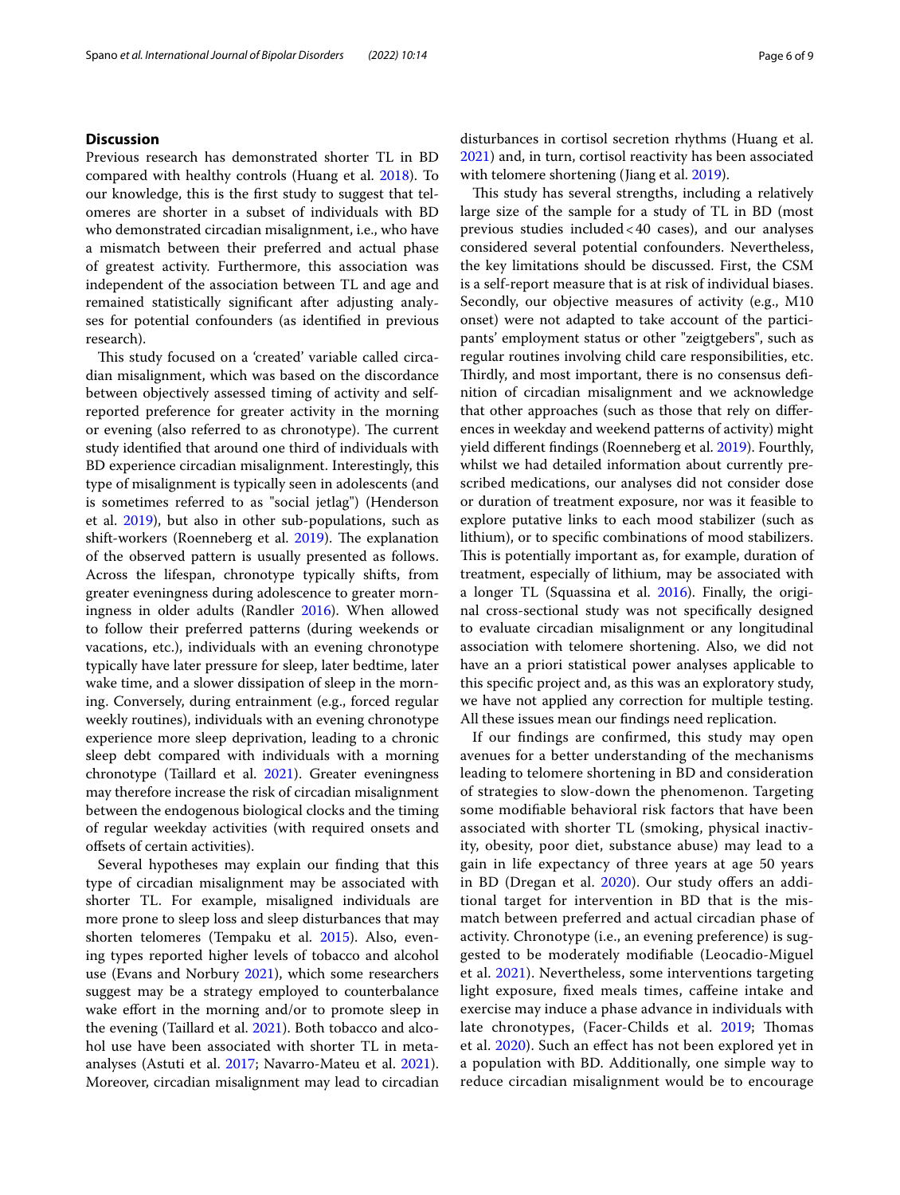## Discussion

Previous research has demonstrated shorter TL in BD compared with healthy controls (Huang et al. 2018). To our knowledge, this is the first study to suggest that telomeres are shorter in a subset of individuals with BD who demonstrated circadian misalignment, i.e., who have a mismatch between their preferred and actual phase of greatest activity. Furthermore, this association was independent of the association between TL and age and remained statistically significant after adjusting analyses for potential confounders (as identified in previous research).

This study focused on a 'created' variable called circadian misalignment, which was based on the discordance between objectively assessed timing of activity and self-reported preference for greater activity in the morning or evening (also referred to as chronotype). The current study identified that around one third of individuals with BD experience circadian misalignment. Interestingly, this type of misalignment is typically seen in adolescents (and is sometimes referred to as "social jetlag") (Henderson et al. 2019), but also in other sub-populations, such as shift-workers (Roenneberg et al. 2019). The explanation of the observed pattern is usually presented as follows. Across the lifespan, chronotype typically shifts, from greater eveningness during adolescence to greater morningness in older adults (Randler 2016). When allowed to follow their preferred patterns (during weekends or vacations, etc.), individuals with an evening chronotype typically have later pressure for sleep, later bedtime, later wake time, and a slower dissipation of sleep in the morning. Conversely, during entrainment (e.g., forced regular weekly routines), individuals with an evening chronotype experience more sleep deprivation, leading to a chronic sleep debt compared with individuals with a morning chronotype (Taillard et al. 2021). Greater eveningness may therefore increase the risk of circadian misalignment between the endogenous biological clocks and the timing of regular weekday activities (with required onsets and offsets of certain activities).

Several hypotheses may explain our finding that this type of circadian misalignment may be associated with shorter TL. For example, misaligned individuals are more prone to sleep loss and sleep disturbances that may shorten telomeres (Tempaku et al. 2015). Also, evening types reported higher levels of tobacco and alcohol use (Evans and Norbury 2021), which some researchers suggest may be a strategy employed to counterbalance wake effort in the morning and/or to promote sleep in the evening (Taillard et al. 2021). Both tobacco and alcohol use have been associated with shorter TL in meta-analyses (Astuti et al. 2017; Navarro-Mateu et al. 2021). Moreover, circadian misalignment may lead to circadian disturbances in cortisol secretion rhythms (Huang et al. 2021) and, in turn, cortisol reactivity has been associated with telomere shortening (Jiang et al. 2019).

This study has several strengths, including a relatively large size of the sample for a study of TL in BD (most previous studies included < 40 cases), and our analyses considered several potential confounders. Nevertheless, the key limitations should be discussed. First, the CSM is a self-report measure that is at risk of individual biases. Secondly, our objective measures of activity (e.g., M10 onset) were not adapted to take account of the participants' employment status or other "zeitgebers", such as regular routines involving child care responsibilities, etc. Thirdly, and most important, there is no consensus definition of circadian misalignment and we acknowledge that other approaches (such as those that rely on differences in weekday and weekend patterns of activity) might yield different findings (Roenneberg et al. 2019). Fourthly, whilst we had detailed information about currently prescribed medications, our analyses did not consider dose or duration of treatment exposure, nor was it feasible to explore putative links to each mood stabilizer (such as lithium), or to specific combinations of mood stabilizers. This is potentially important as, for example, duration of treatment, especially of lithium, may be associated with a longer TL (Squassina et al. 2016). Finally, the original cross-sectional study was not specifically designed to evaluate circadian misalignment or any longitudinal association with telomere shortening. Also, we did not have an a priori statistical power analyses applicable to this specific project and, as this was an exploratory study, we have not applied any correction for multiple testing. All these issues mean our findings need replication.

If our findings are confirmed, this study may open avenues for a better understanding of the mechanisms leading to telomere shortening in BD and consideration of strategies to slow-down the phenomenon. Targeting some modifiable behavioral risk factors that have been associated with shorter TL (smoking, physical inactivity, obesity, poor diet, substance abuse) may lead to a gain in life expectancy of three years at age 50 years in BD (Dregan et al. 2020). Our study offers an additional target for intervention in BD that is the mismatch between preferred and actual circadian phase of activity. Chronotype (i.e., an evening preference) is suggested to be moderately modifiable (Leocadio-Miguel et al. 2021). Nevertheless, some interventions targeting light exposure, fixed meals times, caffeine intake and exercise may induce a phase advance in individuals with late chronotypes, (Facer-Childs et al. 2019; Thomas et al. 2020). Such an effect has not been explored yet in a population with BD. Additionally, one simple way to reduce circadian misalignment would be to encourage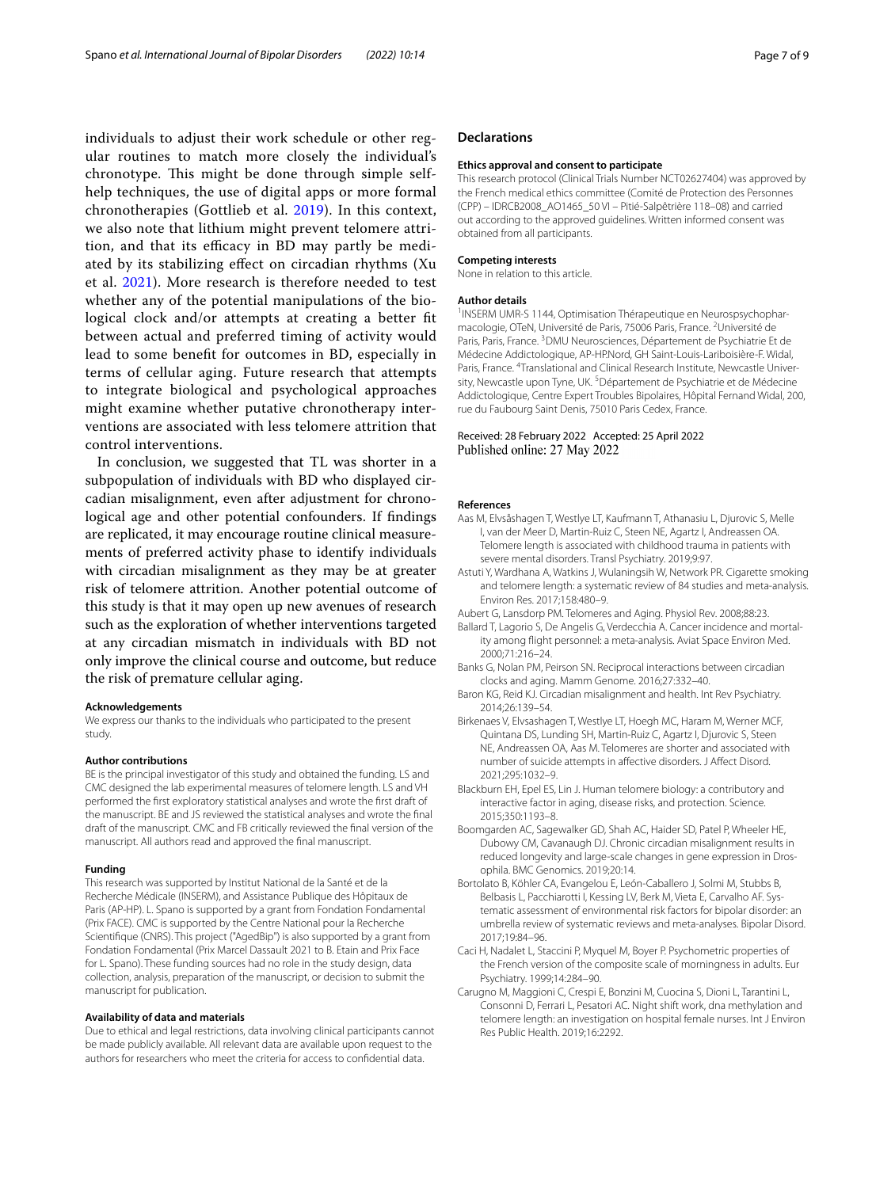individuals to adjust their work schedule or other regular routines to match more closely the individual's chronotype. This might be done through simple self-help techniques, the use of digital apps or more formal chronotherapies (Gottlieb et al. 2019). In this context, we also note that lithium might prevent telomere attrition, and that its efficacy in BD may partly be mediated by its stabilizing effect on circadian rhythms (Xu et al. 2021). More research is therefore needed to test whether any of the potential manipulations of the biological clock and/or attempts at creating a better fit between actual and preferred timing of activity would lead to some benefit for outcomes in BD, especially in terms of cellular aging. Future research that attempts to integrate biological and psychological approaches might examine whether putative chronotherapy interventions are associated with less telomere attrition that control interventions.

In conclusion, we suggested that TL was shorter in a subpopulation of individuals with BD who displayed circadian misalignment, even after adjustment for chronological age and other potential confounders. If findings are replicated, it may encourage routine clinical measurements of preferred activity phase to identify individuals with circadian misalignment as they may be at greater risk of telomere attrition. Another potential outcome of this study is that it may open up new avenues of research such as the exploration of whether interventions targeted at any circadian mismatch in individuals with BD not only improve the clinical course and outcome, but reduce the risk of premature cellular aging.

#### Acknowledgements
We express our thanks to the individuals who participated to the present study.

#### Author contributions
BE is the principal investigator of this study and obtained the funding. LS and CMC designed the lab experimental measures of telomere length. LS and VH performed the first exploratory statistical analyses and wrote the first draft of the manuscript. BE and JS reviewed the statistical analyses and wrote the final draft of the manuscript. CMC and FB critically reviewed the final version of the manuscript. All authors read and approved the final manuscript.

#### Funding
This research was supported by Institut National de la Santé et de la Recherche Médicale (INSERM), and Assistance Publique des Hôpitaux de Paris (AP-HP). L. Spano is supported by a grant from Fondation Fondamental (Prix FACE). CMC is supported by the Centre National pour la Recherche Scientifique (CNRS). This project ("AgedBip") is also supported by a grant from Fondation Fondamental (Prix Marcel Dassault 2021 to B. Etain and Prix Face for L. Spano). These funding sources had no role in the study design, data collection, analysis, preparation of the manuscript, or decision to submit the manuscript for publication.

#### Availability of data and materials
Due to ethical and legal restrictions, data involving clinical participants cannot be made publicly available. All relevant data are available upon request to the authors for researchers who meet the criteria for access to confidential data.

## Declarations

#### Ethics approval and consent to participate
This research protocol (Clinical Trials Number NCT02627404) was approved by the French medical ethics committee (Comité de Protection des Personnes (CPP) – IDRCB2008_AO1465_50 VI – Pitié-Salpêtrière 118–08) and carried out according to the approved guidelines. Written informed consent was obtained from all participants.

#### Competing interests
None in relation to this article.

#### Author details
[1]INSERM UMR-S 1144, Optimisation Thérapeutique en Neurospsychopharmacologie, OTeN, Université de Paris, 75006 Paris, France. [2]Université de Paris, Paris, France. [3]DMU Neurosciences, Département de Psychiatrie Et de Médecine Addictologique, AP-HP.Nord, GH Saint-Louis-Lariboisière-F. Widal, Paris, France. [4]Translational and Clinical Research Institute, Newcastle University, Newcastle upon Tyne, UK. [5]Département de Psychiatrie et de Médecine Addictologique, Centre Expert Troubles Bipolaires, Hôpital Fernand Widal, 200, rue du Faubourg Saint Denis, 75010 Paris Cedex, France.

Received: 28 February 2022 Accepted: 25 April 2022
Published online: 27 May 2022

## References

Aas M, Elvsåshagen T, Westlye LT, Kaufmann T, Athanasiu L, Djurovic S, Melle I, van der Meer D, Martin-Ruiz C, Steen NE, Agartz I, Andreassen OA. Telomere length is associated with childhood trauma in patients with severe mental disorders. Transl Psychiatry. 2019;9:97.

Astuti Y, Wardhana A, Watkins J, Wulaningsih W, Network PR. Cigarette smoking and telomere length: a systematic review of 84 studies and meta-analysis. Environ Res. 2017;158:480–9.

Aubert G, Lansdorp PM. Telomeres and Aging. Physiol Rev. 2008;88:23.

Ballard T, Lagorio S, De Angelis G, Verdecchia A. Cancer incidence and mortality among flight personnel: a meta-analysis. Aviat Space Environ Med. 2000;71:216–24.

Banks G, Nolan PM, Peirson SN. Reciprocal interactions between circadian clocks and aging. Mamm Genome. 2016;27:332–40.

Baron KG, Reid KJ. Circadian misalignment and health. Int Rev Psychiatry. 2014;26:139–54.

Birkenaes V, Elvsashagen T, Westlye LT, Hoegh MC, Haram M, Werner MCF, Quintana DS, Lunding SH, Martin-Ruiz C, Agartz I, Djurovic S, Steen NE, Andreassen OA, Aas M. Telomeres are shorter and associated with number of suicide attempts in affective disorders. J Affect Disord. 2021;295:1032–9.

Blackburn EH, Epel ES, Lin J. Human telomere biology: a contributory and interactive factor in aging, disease risks, and protection. Science. 2015;350:1193–8.

Boomgarden AC, Sagewalker GD, Shah AC, Haider SD, Patel P, Wheeler HE, Dubowy CM, Cavanaugh DJ. Chronic circadian misalignment results in reduced longevity and large-scale changes in gene expression in Drosophila. BMC Genomics. 2019;20:14.

Bortolato B, Köhler CA, Evangelou E, León-Caballero J, Solmi M, Stubbs B, Belbasis L, Pacchiarotti I, Kessing LV, Berk M, Vieta E, Carvalho AF. Systematic assessment of environmental risk factors for bipolar disorder: an umbrella review of systematic reviews and meta-analyses. Bipolar Disord. 2017;19:84–96.

Caci H, Nadalet L, Staccini P, Myquel M, Boyer P. Psychometric properties of the French version of the composite scale of morningness in adults. Eur Psychiatry. 1999;14:284–90.

Carugno M, Maggioni C, Crespi E, Bonzini M, Cuocina S, Dioni L, Tarantini L, Consonni D, Ferrari L, Pesatori AC. Night shift work, dna methylation and telomere length: an investigation on hospital female nurses. Int J Environ Res Public Health. 2019;16:2292.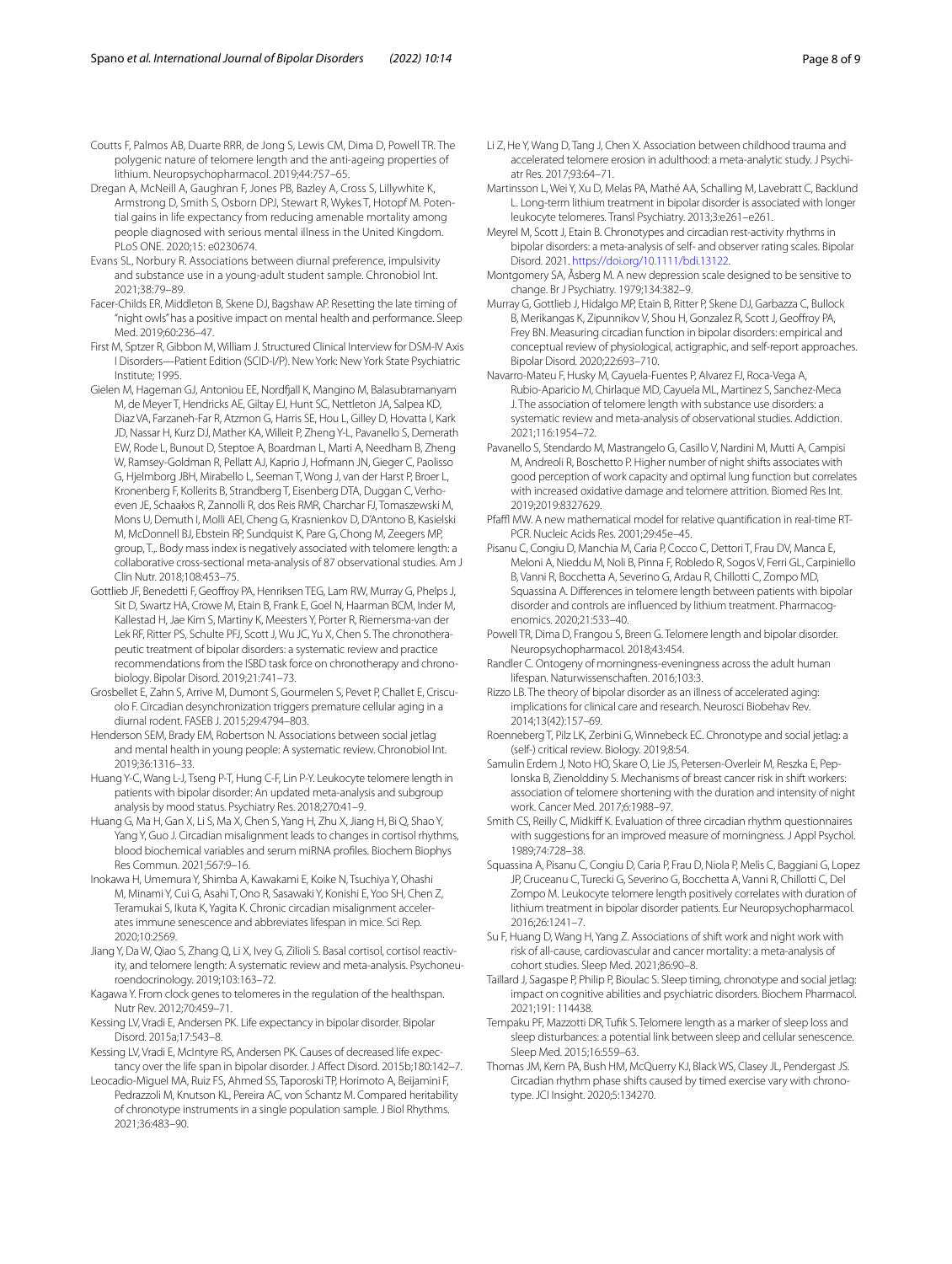Coutts F, Palmos AB, Duarte RRR, de Jong S, Lewis CM, Dima D, Powell TR. The polygenic nature of telomere length and the anti-ageing properties of lithium. Neuropsychopharmacol. 2019;44:757–65.

Dregan A, McNeill A, Gaughran F, Jones PB, Bazley A, Cross S, Lillywhite K, Armstrong D, Smith S, Osborn DPJ, Stewart R, Wykes T, Hotopf M. Potential gains in life expectancy from reducing amenable mortality among people diagnosed with serious mental illness in the United Kingdom. PLoS ONE. 2020;15: e0230674.

Evans SL, Norbury R. Associations between diurnal preference, impulsivity and substance use in a young-adult student sample. Chronobiol Int. 2021;38:79–89.

Facer-Childs ER, Middleton B, Skene DJ, Bagshaw AP. Resetting the late timing of "night owls" has a positive impact on mental health and performance. Sleep Med. 2019;60:236–47.

First M, Sptzer R, Gibbon M, William J. Structured Clinical Interview for DSM-IV Axis I Disorders—Patient Edition (SCID-I/P). New York: New York State Psychiatric Institute; 1995.

Gielen M, Hageman GJ, Antoniou EE, Nordfjall K, Mangino M, Balasubramanyam M, de Meyer T, Hendricks AE, Giltay EJ, Hunt SC, Nettleton JA, Salpea KD, Diaz VA, Farzaneh-Far R, Atzmon G, Harris SE, Hou L, Gilley D, Hovatta I, Kark JD, Nassar H, Kurz DJ, Mather KA, Willeit P, Zheng Y-L, Pavanello S, Demerath EW, Rode L, Bunout D, Steptoe A, Boardman L, Marti A, Needham B, Zheng W, Ramsey-Goldman R, Pellatt AJ, Kaprio J, Hofmann JN, Gieger C, Paolisso G, Hjelmborg JBH, Mirabello L, Seeman T, Wong J, van der Harst P, Broer L, Kronenberg F, Kollerits B, Strandberg T, Eisenberg DTA, Duggan C, Verhoeven JE, Schaakxs R, Zannolli R, dos Reis RMR, Charchar FJ, Tomaszewski M, Mons U, Demuth I, Molli AEI, Cheng G, Krasnienkov D, D'Antono B, Kasielski M, McDonnell BJ, Ebstein RP, Sundquist K, Pare G, Chong M, Zeegers MP, group, T.,. Body mass index is negatively associated with telomere length: a collaborative cross-sectional meta-analysis of 87 observational studies. Am J Clin Nutr. 2018;108:453–75.

Gottlieb JF, Benedetti F, Geoffroy PA, Henriksen TEG, Lam RW, Murray G, Phelps J, Sit D, Swartz HA, Crowe M, Etain B, Frank E, Goel N, Haarman BCM, Inder M, Kallestad H, Jae Kim S, Martiny K, Meesters Y, Porter R, Riemersma-van der Lek RF, Ritter PS, Schulte PFJ, Scott J, Wu JC, Yu X, Chen S. The chronotherapeutic treatment of bipolar disorders: a systematic review and practice recommendations from the ISBD task force on chronotherapy and chronobiology. Bipolar Disord. 2019;21:741–73.

Grosbellet E, Zahn S, Arrive M, Dumont S, Gourmelen S, Pevet P, Challet E, Criscuolo F. Circadian desynchronization triggers premature cellular aging in a diurnal rodent. FASEB J. 2015;29:4794–803.

Henderson SEM, Brady EM, Robertson N. Associations between social jetlag and mental health in young people: A systematic review. Chronobiol Int. 2019;36:1316–33.

Huang Y-C, Wang L-J, Tseng P-T, Hung C-F, Lin P-Y. Leukocyte telomere length in patients with bipolar disorder: An updated meta-analysis and subgroup analysis by mood status. Psychiatry Res. 2018;270:41–9.

Huang G, Ma H, Gan X, Li S, Ma X, Chen S, Yang H, Zhu X, Jiang H, Bi Q, Shao Y, Yang Y, Guo J. Circadian misalignment leads to changes in cortisol rhythms, blood biochemical variables and serum miRNA profiles. Biochem Biophys Res Commun. 2021;567:9–16.

Inokawa H, Umemura Y, Shimba A, Kawakami E, Koike N, Tsuchiya Y, Ohashi M, Minami Y, Cui G, Asahi T, Ono R, Sasawaki Y, Konishi E, Yoo SH, Chen Z, Teramukai S, Ikuta K, Yagita K. Chronic circadian misalignment accelerates immune senescence and abbreviates lifespan in mice. Sci Rep. 2020;10:2569.

Jiang Y, Da W, Qiao S, Zhang Q, Li X, Ivey G, Zilioli S. Basal cortisol, cortisol reactivity, and telomere length: A systematic review and meta-analysis. Psychoneuroendocrinology. 2019;103:163–72.

Kagawa Y. From clock genes to telomeres in the regulation of the healthspan. Nutr Rev. 2012;70:459–71.

Kessing LV, Vradi E, Andersen PK. Life expectancy in bipolar disorder. Bipolar Disord. 2015a;17:543–8.

Kessing LV, Vradi E, McIntyre RS, Andersen PK. Causes of decreased life expectancy over the life span in bipolar disorder. J Affect Disord. 2015b;180:142–7.

Leocadio-Miguel MA, Ruiz FS, Ahmed SS, Taporoski TP, Horimoto A, Beijamini F, Pedrazzoli M, Knutson KL, Pereira AC, von Schantz M. Compared heritability of chronotype instruments in a single population sample. J Biol Rhythms. 2021;36:483–90.

Li Z, He Y, Wang D, Tang J, Chen X. Association between childhood trauma and accelerated telomere erosion in adulthood: a meta-analytic study. J Psychiatr Res. 2017;93:64–71.

Martinsson L, Wei Y, Xu D, Melas PA, Mathé AA, Schalling M, Lavebratt C, Backlund L. Long-term lithium treatment in bipolar disorder is associated with longer leukocyte telomeres. Transl Psychiatry. 2013;3:e261–e261.

Meyrel M, Scott J, Etain B. Chronotypes and circadian rest-activity rhythms in bipolar disorders: a meta-analysis of self- and observer rating scales. Bipolar Disord. 2021. https://doi.org/10.1111/bdi.13122.

Montgomery SA, Åsberg M. A new depression scale designed to be sensitive to change. Br J Psychiatry. 1979;134:382–9.

Murray G, Gottlieb J, Hidalgo MP, Etain B, Ritter P, Skene DJ, Garbazza C, Bullock B, Merikangas K, Zipunnikov V, Shou H, Gonzalez R, Scott J, Geoffroy PA, Frey BN. Measuring circadian function in bipolar disorders: empirical and conceptual review of physiological, actigraphic, and self-report approaches. Bipolar Disord. 2020;22:693–710.

Navarro-Mateu F, Husky M, Cayuela-Fuentes P, Alvarez FJ, Roca-Vega A, Rubio-Aparicio M, Chirlaque MD, Cayuela ML, Martinez S, Sanchez-Meca J. The association of telomere length with substance use disorders: a systematic review and meta-analysis of observational studies. Addiction. 2021;116:1954–72.

Pavanello S, Stendardo M, Mastrangelo G, Casillo V, Nardini M, Mutti A, Campisi M, Andreoli R, Boschetto P. Higher number of night shifts associates with good perception of work capacity and optimal lung function but correlates with increased oxidative damage and telomere attrition. Biomed Res Int. 2019;2019:8327629.

Pfaffl MW. A new mathematical model for relative quantification in real-time RT-PCR. Nucleic Acids Res. 2001;29:45e–45.

Pisanu C, Congiu D, Manchia M, Caria P, Cocco C, Dettori T, Frau DV, Manca E, Meloni A, Nieddu M, Noli B, Pinna F, Robledo R, Sogos V, Ferri GL, Carpiniello B, Vanni R, Bocchetta A, Severino G, Ardau R, Chillotti C, Zompo MD, Squassina A. Differences in telomere length between patients with bipolar disorder and controls are influenced by lithium treatment. Pharmacogenomics. 2020;21:533–40.

Powell TR, Dima D, Frangou S, Breen G. Telomere length and bipolar disorder. Neuropsychopharmacol. 2018;43:454.

Randler C. Ontogeny of morningness-eveningness across the adult human lifespan. Naturwissenschaften. 2016;103:3.

Rizzo LB. The theory of bipolar disorder as an illness of accelerated aging: implications for clinical care and research. Neurosci Biobehav Rev. 2014;13(42):157–69.

Roenneberg T, Pilz LK, Zerbini G, Winnebeck EC. Chronotype and social jetlag: a (self-) critical review. Biology. 2019;8:54.

Samulin Erdem J, Noto HO, Skare O, Lie JS, Petersen-Overleir M, Reszka E, Peplonska B, Zienolddiny S. Mechanisms of breast cancer risk in shift workers: association of telomere shortening with the duration and intensity of night work. Cancer Med. 2017;6:1988–97.

Smith CS, Reilly C, Midkiff K. Evaluation of three circadian rhythm questionnaires with suggestions for an improved measure of morningness. J Appl Psychol. 1989;74:728–38.

Squassina A, Pisanu C, Congiu D, Caria P, Frau D, Niola P, Melis C, Baggiani G, Lopez JP, Cruceanu C, Turecki G, Severino G, Bocchetta A, Vanni R, Chillotti C, Del Zompo M. Leukocyte telomere length positively correlates with duration of lithium treatment in bipolar disorder patients. Eur Neuropsychopharmacol. 2016;26:1241–7.

Su F, Huang D, Wang H, Yang Z. Associations of shift work and night work with risk of all-cause, cardiovascular and cancer mortality: a meta-analysis of cohort studies. Sleep Med. 2021;86:90–8.

Taillard J, Sagaspe P, Philip P, Bioulac S. Sleep timing, chronotype and social jetlag: impact on cognitive abilities and psychiatric disorders. Biochem Pharmacol. 2021;191: 114438.

Tempaku PF, Mazzotti DR, Tufik S. Telomere length as a marker of sleep loss and sleep disturbances: a potential link between sleep and cellular senescence. Sleep Med. 2015;16:559–63.

Thomas JM, Kern PA, Bush HM, McQuerry KJ, Black WS, Clasey JL, Pendergast JS. Circadian rhythm phase shifts caused by timed exercise vary with chronotype. JCI Insight. 2020;5:134270.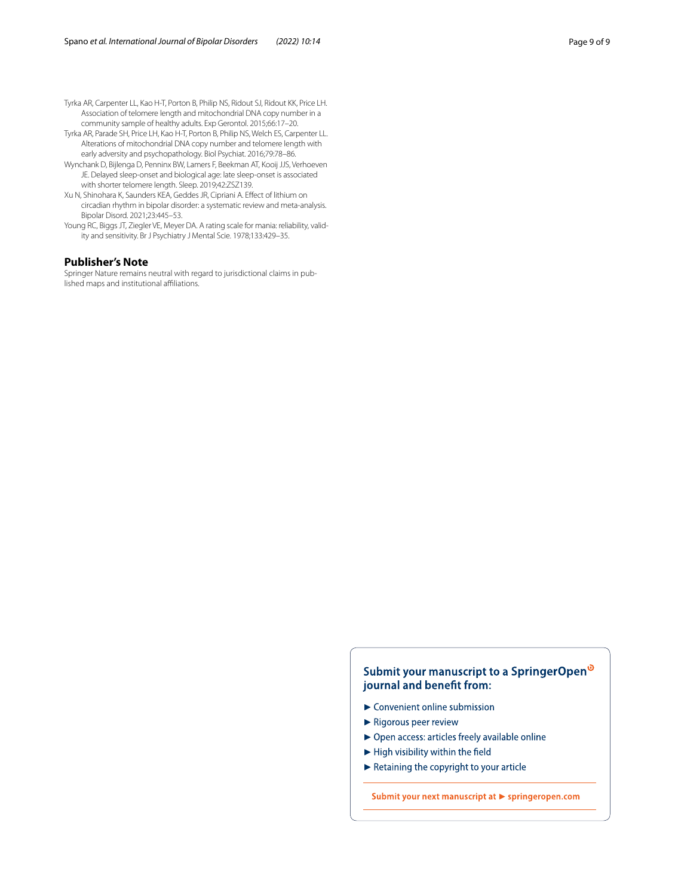Tyrka AR, Carpenter LL, Kao H-T, Porton B, Philip NS, Ridout SJ, Ridout KK, Price LH. Association of telomere length and mitochondrial DNA copy number in a community sample of healthy adults. Exp Gerontol. 2015;66:17–20.

Tyrka AR, Parade SH, Price LH, Kao H-T, Porton B, Philip NS, Welch ES, Carpenter LL. Alterations of mitochondrial DNA copy number and telomere length with early adversity and psychopathology. Biol Psychiat. 2016;79:78–86.

Wynchank D, Bijlenga D, Penninx BW, Lamers F, Beekman AT, Kooij JJS, Verhoeven JE. Delayed sleep-onset and biological age: late sleep-onset is associated with shorter telomere length. Sleep. 2019;42:ZSZ139.

Xu N, Shinohara K, Saunders KEA, Geddes JR, Cipriani A. Effect of lithium on circadian rhythm in bipolar disorder: a systematic review and meta-analysis. Bipolar Disord. 2021;23:445–53.

Young RC, Biggs JT, Ziegler VE, Meyer DA. A rating scale for mania: reliability, validity and sensitivity. Br J Psychiatry J Mental Scie. 1978;133:429–35.

## Publisher's Note

Springer Nature remains neutral with regard to jurisdictional claims in published maps and institutional affiliations.

**Submit your manuscript to a SpringerOpen journal and benefit from:**

- ► Convenient online submission
- ► Rigorous peer review
- ► Open access: articles freely available online
- ► High visibility within the field
- ► Retaining the copyright to your article

**Submit your next manuscript at ► springeropen.com**